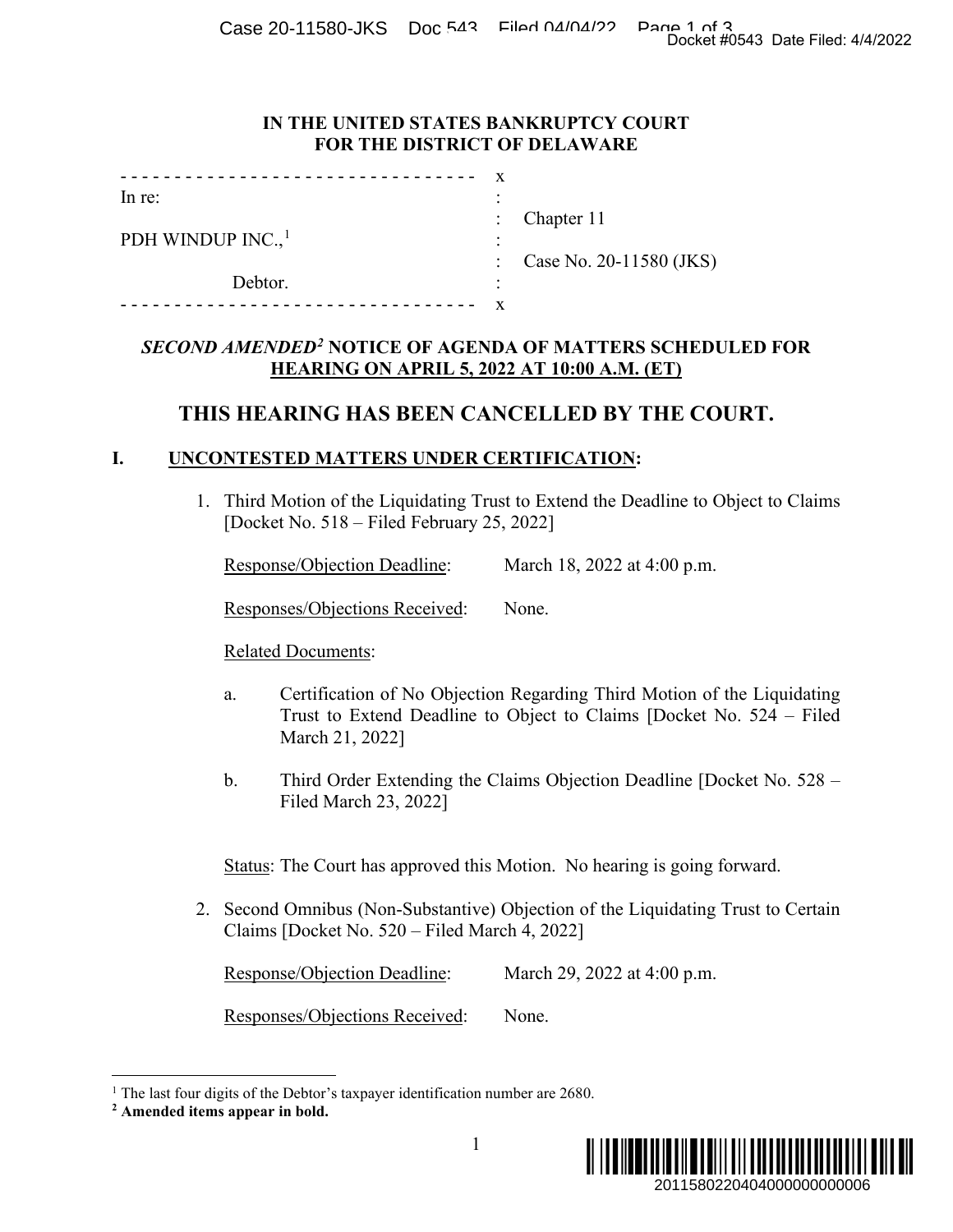IN THE UNITED STATES BANKRUPTCY COURT
FOR THE DISTRICT OF DELAWARE

| | | |
|---|---|---|
| In re: | : | |
| | : | Chapter 11 |
| PDH WINDUP INC.,[1] | : | |
| | : | Case No. 20-11580 (JKS) |
| Debtor. | : | |

## *SECOND AMENDED*[2] NOTICE OF AGENDA OF MATTERS SCHEDULED FOR HEARING ON APRIL 5, 2022 AT 10:00 A.M. (ET)

# THIS HEARING HAS BEEN CANCELLED BY THE COURT.

## I. UNCONTESTED MATTERS UNDER CERTIFICATION:

1. Third Motion of the Liquidating Trust to Extend the Deadline to Object to Claims [Docket No. 518 – Filed February 25, 2022]

   Response/Objection Deadline: March 18, 2022 at 4:00 p.m.

   Responses/Objections Received: None.

   Related Documents:

   a. Certification of No Objection Regarding Third Motion of the Liquidating Trust to Extend Deadline to Object to Claims [Docket No. 524 – Filed March 21, 2022]

   b. Third Order Extending the Claims Objection Deadline [Docket No. 528 – Filed March 23, 2022]

   Status: The Court has approved this Motion. No hearing is going forward.

2. Second Omnibus (Non-Substantive) Objection of the Liquidating Trust to Certain Claims [Docket No. 520 – Filed March 4, 2022]

   Response/Objection Deadline: March 29, 2022 at 4:00 p.m.

   Responses/Objections Received: None.

---

[1] The last four digits of the Debtor's taxpayer identification number are 2680.

**[2] Amended items appear in bold.**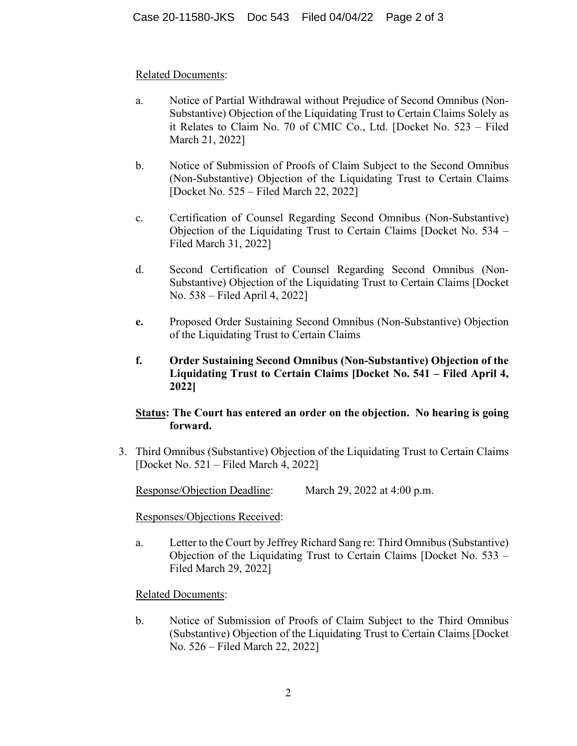Related Documents:

a. Notice of Partial Withdrawal without Prejudice of Second Omnibus (Non-Substantive) Objection of the Liquidating Trust to Certain Claims Solely as it Relates to Claim No. 70 of CMIC Co., Ltd. [Docket No. 523 – Filed March 21, 2022]

b. Notice of Submission of Proofs of Claim Subject to the Second Omnibus (Non-Substantive) Objection of the Liquidating Trust to Certain Claims [Docket No. 525 – Filed March 22, 2022]

c. Certification of Counsel Regarding Second Omnibus (Non-Substantive) Objection of the Liquidating Trust to Certain Claims [Docket No. 534 – Filed March 31, 2022]

d. Second Certification of Counsel Regarding Second Omnibus (Non-Substantive) Objection of the Liquidating Trust to Certain Claims [Docket No. 538 – Filed April 4, 2022]

**e.** Proposed Order Sustaining Second Omnibus (Non-Substantive) Objection of the Liquidating Trust to Certain Claims

**f. Order Sustaining Second Omnibus (Non-Substantive) Objection of the Liquidating Trust to Certain Claims [Docket No. 541 – Filed April 4, 2022]**

**Status: The Court has entered an order on the objection. No hearing is going forward.**

3. Third Omnibus (Substantive) Objection of the Liquidating Trust to Certain Claims [Docket No. 521 – Filed March 4, 2022]

Response/Objection Deadline: March 29, 2022 at 4:00 p.m.

Responses/Objections Received:

a. Letter to the Court by Jeffrey Richard Sang re: Third Omnibus (Substantive) Objection of the Liquidating Trust to Certain Claims [Docket No. 533 – Filed March 29, 2022]

Related Documents:

b. Notice of Submission of Proofs of Claim Subject to the Third Omnibus (Substantive) Objection of the Liquidating Trust to Certain Claims [Docket No. 526 – Filed March 22, 2022]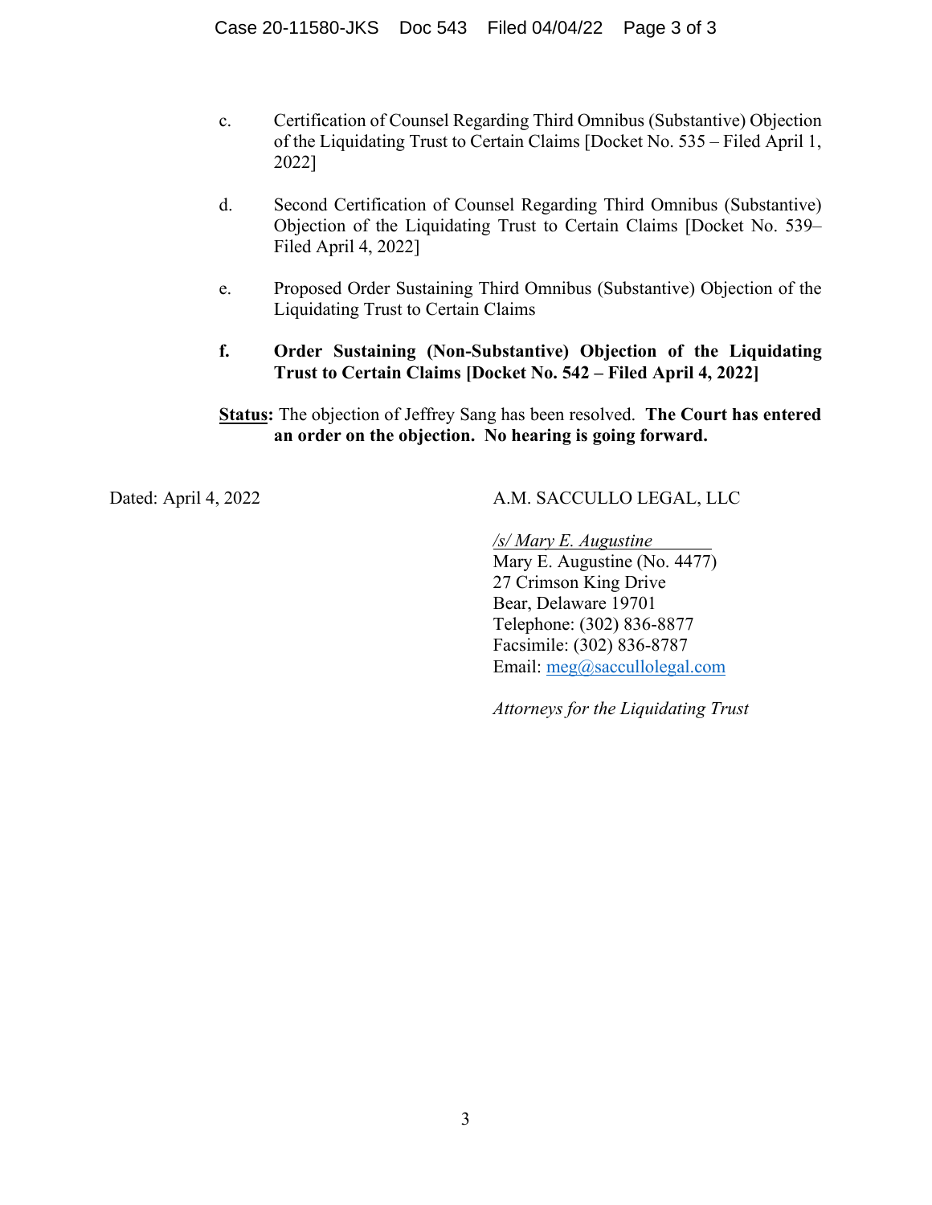c. Certification of Counsel Regarding Third Omnibus (Substantive) Objection of the Liquidating Trust to Certain Claims [Docket No. 535 – Filed April 1, 2022]

d. Second Certification of Counsel Regarding Third Omnibus (Substantive) Objection of the Liquidating Trust to Certain Claims [Docket No. 539– Filed April 4, 2022]

e. Proposed Order Sustaining Third Omnibus (Substantive) Objection of the Liquidating Trust to Certain Claims

**f. Order Sustaining (Non-Substantive) Objection of the Liquidating Trust to Certain Claims [Docket No. 542 – Filed April 4, 2022]**

**<u>Status</u>:** The objection of Jeffrey Sang has been resolved. **The Court has entered an order on the objection. No hearing is going forward.**

Dated: April 4, 2022

A.M. SACCULLO LEGAL, LLC

*/s/ Mary E. Augustine*
Mary E. Augustine (No. 4477)
27 Crimson King Drive
Bear, Delaware 19701
Telephone: (302) 836-8877
Facsimile: (302) 836-8787
Email: meg@saccullolegal.com

*Attorneys for the Liquidating Trust*